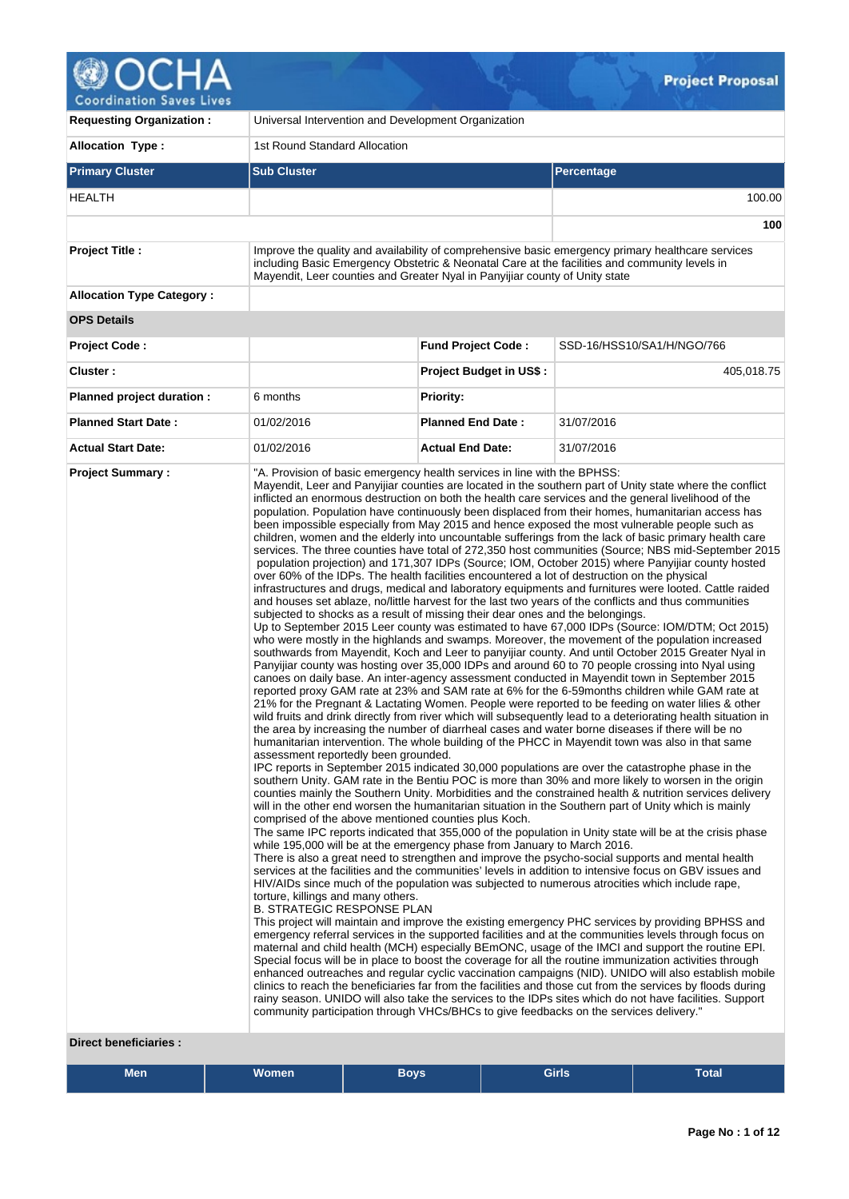# Project Proposal

| | | | |
|---|---|---|---|
| **Requesting Organization :** | Universal Intervention and Development Organization | | |
| **Allocation Type :** | 1st Round Standard Allocation | | |

| Primary Cluster | Sub Cluster | Percentage |
|---|---|---|
| HEALTH | | 100.00 |
| | | **100** |

| | | | |
|---|---|---|---|
| **Project Title :** | Improve the quality and availability of comprehensive basic emergency primary healthcare services including Basic Emergency Obstetric & Neonatal Care at the facilities and community levels in Mayendit, Leer counties and Greater Nyal in Panyijiar county of Unity state | | |
| **Allocation Type Category :** | | | |
| **OPS Details** | | | |
| **Project Code :** | | **Fund Project Code :** | SSD-16/HSS10/SA1/H/NGO/766 |
| **Cluster :** | | **Project Budget in US$ :** | 405,018.75 |
| **Planned project duration :** | 6 months | **Priority:** | |
| **Planned Start Date :** | 01/02/2016 | **Planned End Date :** | 31/07/2016 |
| **Actual Start Date:** | 01/02/2016 | **Actual End Date:** | 31/07/2016 |

**Project Summary :**

"A. Provision of basic emergency health services in line with the BPHSS:
Mayendit, Leer and Panyijiar counties are located in the southern part of Unity state where the conflict inflicted an enormous destruction on both the health care services and the general livelihood of the population. Population have continuously been displaced from their homes, humanitarian access has been impossible especially from May 2015 and hence exposed the most vulnerable people such as children, women and the elderly into uncountable sufferings from the lack of basic primary health care services. The three counties have total of 272,350 host communities (Source; NBS mid-September 2015 population projection) and 171,307 IDPs (Source; IOM, October 2015) where Panyijiar county hosted over 60% of the IDPs. The health facilities encountered a lot of destruction on the physical infrastructures and drugs, medical and laboratory equipments and furnitures were looted. Cattle raided and houses set ablaze, no/little harvest for the last two years of the conflicts and thus communities subjected to shocks as a result of missing their dear ones and the belongings.
Up to September 2015 Leer county was estimated to have 67,000 IDPs (Source: IOM/DTM; Oct 2015) who were mostly in the highlands and swamps. Moreover, the movement of the population increased southwards from Mayendit, Koch and Leer to panyijiar county. And until October 2015 Greater Nyal in Panyijiar county was hosting over 35,000 IDPs and around 60 to 70 people crossing into Nyal using canoes on daily base. An inter-agency assessment conducted in Mayendit town in September 2015 reported proxy GAM rate at 23% and SAM rate at 6% for the 6-59months children while GAM rate at 21% for the Pregnant & Lactating Women. People were reported to be feeding on water lilies & other wild fruits and drink directly from river which will subsequently lead to a deteriorating health situation in the area by increasing the number of diarrheal cases and water borne diseases if there will be no humanitarian intervention. The whole building of the PHCC in Mayendit town was also in that same assessment reportedly been grounded.
IPC reports in September 2015 indicated 30,000 populations are over the catastrophe phase in the southern Unity. GAM rate in the Bentiu POC is more than 30% and more likely to worsen in the origin counties mainly the Southern Unity. Morbidities and the constrained health & nutrition services delivery will in the other end worsen the humanitarian situation in the Southern part of Unity which is mainly comprised of the above mentioned counties plus Koch.
The same IPC reports indicated that 355,000 of the population in Unity state will be at the crisis phase while 195,000 will be at the emergency phase from January to March 2016.
There is also a great need to strengthen and improve the psycho-social supports and mental health services at the facilities and the communities' levels in addition to intensive focus on GBV issues and HIV/AIDs since much of the population was subjected to numerous atrocities which include rape, torture, killings and many others.
B. STRATEGIC RESPONSE PLAN
This project will maintain and improve the existing emergency PHC services by providing BPHSS and emergency referral services in the supported facilities and at the communities levels through focus on maternal and child health (MCH) especially BEmONC, usage of the IMCI and support the routine EPI. Special focus will be in place to boost the coverage for all the routine immunization activities through enhanced outreaches and regular cyclic vaccination campaigns (NID). UNIDO will also establish mobile clinics to reach the beneficiaries far from the facilities and those cut from the services by floods during rainy season. UNIDO will also take the services to the IDPs sites which do not have facilities. Support community participation through VHCs/BHCs to give feedbacks on the services delivery."

**Direct beneficiaries :**

| Men | Women | Boys | Girls | Total |
|---|---|---|---|---|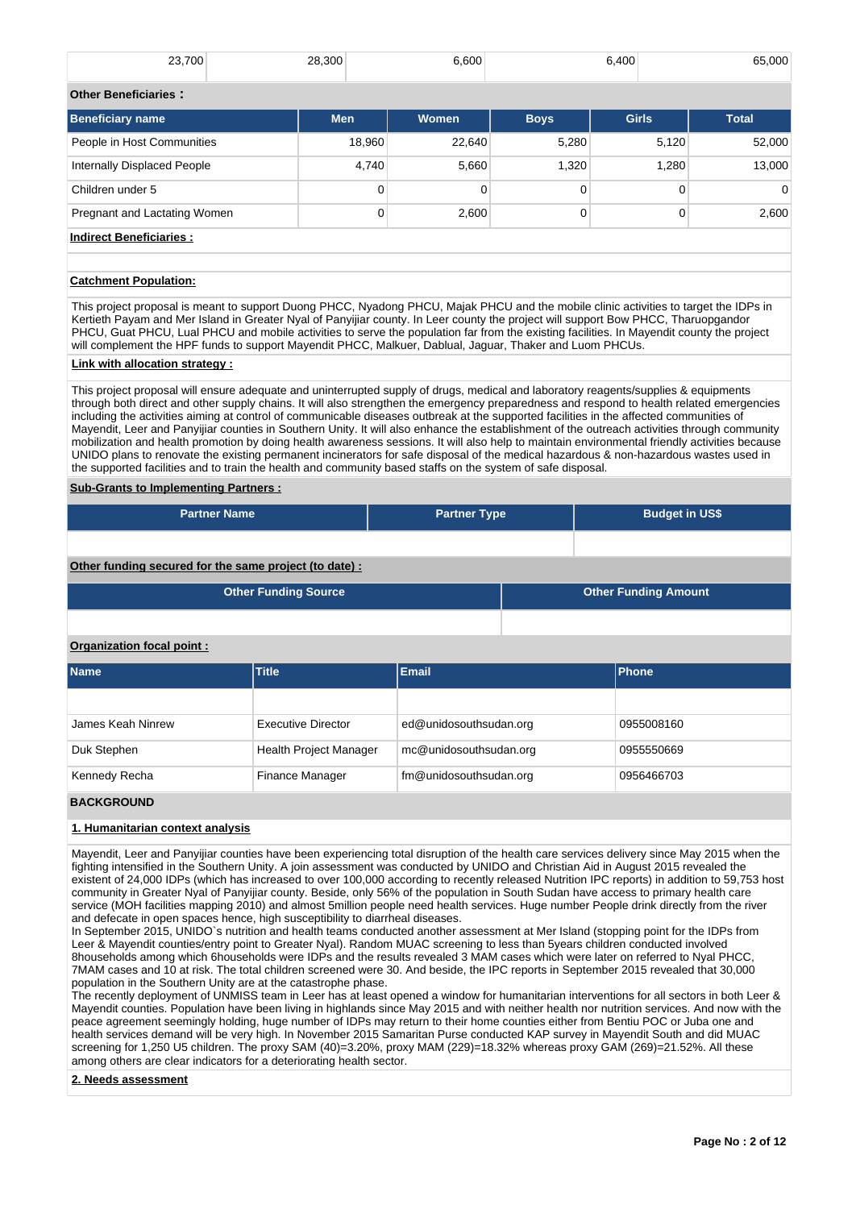| 23,700 | 28,300 | 6,600 | 6,400 | 65,000 |
|---|---|---|---|---|

**Other Beneficiaries :**

| Beneficiary name | Men | Women | Boys | Girls | Total |
|---|---|---|---|---|---|
| People in Host Communities | 18,960 | 22,640 | 5,280 | 5,120 | 52,000 |
| Internally Displaced People | 4,740 | 5,660 | 1,320 | 1,280 | 13,000 |
| Children under 5 | 0 | 0 | 0 | 0 | 0 |
| Pregnant and Lactating Women | 0 | 2,600 | 0 | 0 | 2,600 |

**Indirect Beneficiaries :**

**Catchment Population:**

This project proposal is meant to support Duong PHCC, Nyadong PHCU, Majak PHCU and the mobile clinic activities to target the IDPs in Kertieth Payam and Mer Island in Greater Nyal of Panyijiar county. In Leer county the project will support Bow PHCC, Tharuopgandor PHCU, Guat PHCU, Lual PHCU and mobile activities to serve the population far from the existing facilities. In Mayendit county the project will complement the HPF funds to support Mayendit PHCC, Malkuer, Dablual, Jaguar, Thaker and Luom PHCUs.

**Link with allocation strategy :**

This project proposal will ensure adequate and uninterrupted supply of drugs, medical and laboratory reagents/supplies & equipments through both direct and other supply chains. It will also strengthen the emergency preparedness and respond to health related emergencies including the activities aiming at control of communicable diseases outbreak at the supported facilities in the affected communities of Mayendit, Leer and Panyijiar counties in Southern Unity. It will also enhance the establishment of the outreach activities through community mobilization and health promotion by doing health awareness sessions. It will also help to maintain environmental friendly activities because UNIDO plans to renovate the existing permanent incinerators for safe disposal of the medical hazardous & non-hazardous wastes used in the supported facilities and to train the health and community based staffs on the system of safe disposal.

**Sub-Grants to Implementing Partners :**

| Partner Name | Partner Type | Budget in US$ |
|---|---|---|
| | | |

**Other funding secured for the same project (to date) :**

| Other Funding Source | Other Funding Amount |
|---|---|
| | |

**Organization focal point :**

| Name | Title | Email | Phone |
|---|---|---|---|
| | | | |
| James Keah Ninrew | Executive Director | ed@unidosouthsudan.org | 0955008160 |
| Duk Stephen | Health Project Manager | mc@unidosouthsudan.org | 0955550669 |
| Kennedy Recha | Finance Manager | fm@unidosouthsudan.org | 0956466703 |

**BACKGROUND**

**1. Humanitarian context analysis**

Mayendit, Leer and Panyijiar counties have been experiencing total disruption of the health care services delivery since May 2015 when the fighting intensified in the Southern Unity. A join assessment was conducted by UNIDO and Christian Aid in August 2015 revealed the existent of 24,000 IDPs (which has increased to over 100,000 according to recently released Nutrition IPC reports) in addition to 59,753 host community in Greater Nyal of Panyijiar county. Beside, only 56% of the population in South Sudan have access to primary health care service (MOH facilities mapping 2010) and almost 5million people need health services. Huge number People drink directly from the river and defecate in open spaces hence, high susceptibility to diarrheal diseases.
In September 2015, UNIDO`s nutrition and health teams conducted another assessment at Mer Island (stopping point for the IDPs from Leer & Mayendit counties/entry point to Greater Nyal). Random MUAC screening to less than 5years children conducted involved 8households among which 6households were IDPs and the results revealed 3 MAM cases which were later on referred to Nyal PHCC, 7MAM cases and 10 at risk. The total children screened were 30. And beside, the IPC reports in September 2015 revealed that 30,000 population in the Southern Unity are at the catastrophe phase.
The recently deployment of UNMISS team in Leer has at least opened a window for humanitarian interventions for all sectors in both Leer & Mayendit counties. Population have been living in highlands since May 2015 and with neither health nor nutrition services. And now with the peace agreement seemingly holding, huge number of IDPs may return to their home counties either from Bentiu POC or Juba one and health services demand will be very high. In November 2015 Samaritan Purse conducted KAP survey in Mayendit South and did MUAC screening for 1,250 U5 children. The proxy SAM (40)=3.20%, proxy MAM (229)=18.32% whereas proxy GAM (269)=21.52%. All these among others are clear indicators for a deteriorating health sector.

**2. Needs assessment**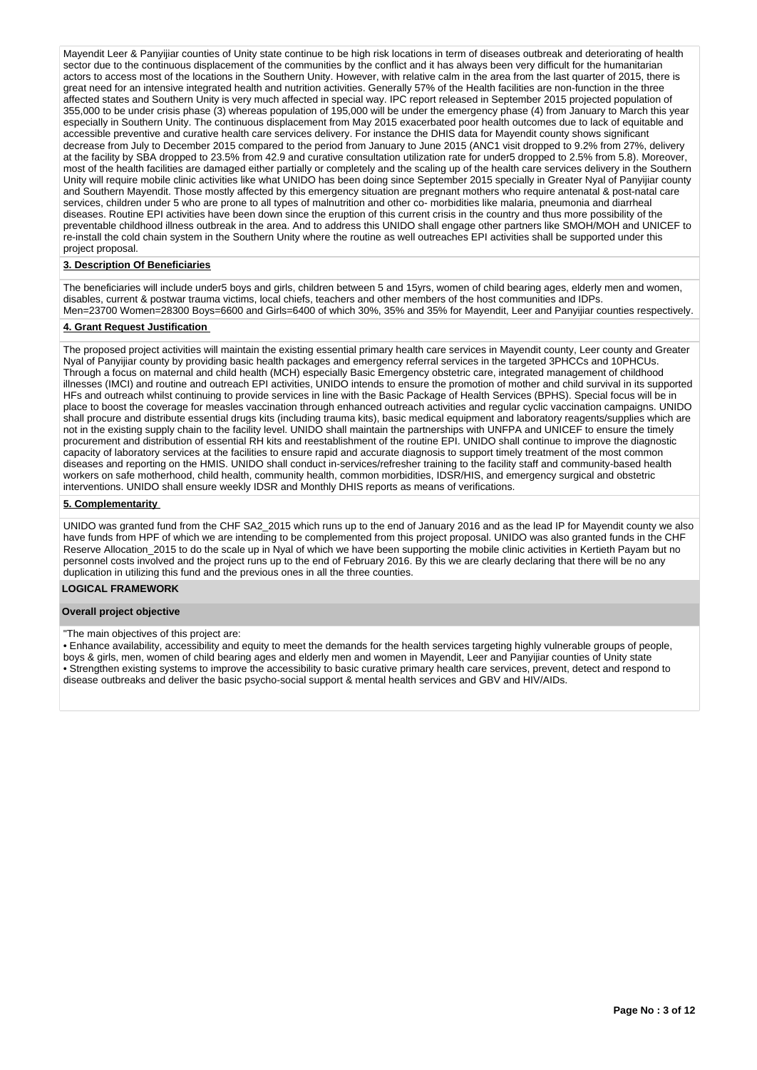Mayendit Leer & Panyijiar counties of Unity state continue to be high risk locations in term of diseases outbreak and deteriorating of health sector due to the continuous displacement of the communities by the conflict and it has always been very difficult for the humanitarian actors to access most of the locations in the Southern Unity. However, with relative calm in the area from the last quarter of 2015, there is great need for an intensive integrated health and nutrition activities. Generally 57% of the Health facilities are non-function in the three affected states and Southern Unity is very much affected in special way. IPC report released in September 2015 projected population of 355,000 to be under crisis phase (3) whereas population of 195,000 will be under the emergency phase (4) from January to March this year especially in Southern Unity. The continuous displacement from May 2015 exacerbated poor health outcomes due to lack of equitable and accessible preventive and curative health care services delivery. For instance the DHIS data for Mayendit county shows significant decrease from July to December 2015 compared to the period from January to June 2015 (ANC1 visit dropped to 9.2% from 27%, delivery at the facility by SBA dropped to 23.5% from 42.9 and curative consultation utilization rate for under5 dropped to 2.5% from 5.8). Moreover, most of the health facilities are damaged either partially or completely and the scaling up of the health care services delivery in the Southern Unity will require mobile clinic activities like what UNIDO has been doing since September 2015 specially in Greater Nyal of Panyijiar county and Southern Mayendit. Those mostly affected by this emergency situation are pregnant mothers who require antenatal & post-natal care services, children under 5 who are prone to all types of malnutrition and other co- morbidities like malaria, pneumonia and diarrheal diseases. Routine EPI activities have been down since the eruption of this current crisis in the country and thus more possibility of the preventable childhood illness outbreak in the area. And to address this UNIDO shall engage other partners like SMOH/MOH and UNICEF to re-install the cold chain system in the Southern Unity where the routine as well outreaches EPI activities shall be supported under this project proposal.

**3. Description Of Beneficiaries**

The beneficiaries will include under5 boys and girls, children between 5 and 15yrs, women of child bearing ages, elderly men and women, disables, current & postwar trauma victims, local chiefs, teachers and other members of the host communities and IDPs.
Men=23700 Women=28300 Boys=6600 and Girls=6400 of which 30%, 35% and 35% for Mayendit, Leer and Panyijiar counties respectively.

**4. Grant Request Justification**

The proposed project activities will maintain the existing essential primary health care services in Mayendit county, Leer county and Greater Nyal of Panyijiar county by providing basic health packages and emergency referral services in the targeted 3PHCCs and 10PHCUs. Through a focus on maternal and child health (MCH) especially Basic Emergency obstetric care, integrated management of childhood illnesses (IMCI) and routine and outreach EPI activities, UNIDO intends to ensure the promotion of mother and child survival in its supported HFs and outreach whilst continuing to provide services in line with the Basic Package of Health Services (BPHS). Special focus will be in place to boost the coverage for measles vaccination through enhanced outreach activities and regular cyclic vaccination campaigns. UNIDO shall procure and distribute essential drugs kits (including trauma kits), basic medical equipment and laboratory reagents/supplies which are not in the existing supply chain to the facility level. UNIDO shall maintain the partnerships with UNFPA and UNICEF to ensure the timely procurement and distribution of essential RH kits and reestablishment of the routine EPI. UNIDO shall continue to improve the diagnostic capacity of laboratory services at the facilities to ensure rapid and accurate diagnosis to support timely treatment of the most common diseases and reporting on the HMIS. UNIDO shall conduct in-services/refresher training to the facility staff and community-based health workers on safe motherhood, child health, community health, common morbidities, IDSR/HIS, and emergency surgical and obstetric interventions. UNIDO shall ensure weekly IDSR and Monthly DHIS reports as means of verifications.

**5. Complementarity**

UNIDO was granted fund from the CHF SA2_2015 which runs up to the end of January 2016 and as the lead IP for Mayendit county we also have funds from HPF of which we are intending to be complemented from this project proposal. UNIDO was also granted funds in the CHF Reserve Allocation_2015 to do the scale up in Nyal of which we have been supporting the mobile clinic activities in Kertieth Payam but no personnel costs involved and the project runs up to the end of February 2016. By this we are clearly declaring that there will be no any duplication in utilizing this fund and the previous ones in all the three counties.

**LOGICAL FRAMEWORK**

**Overall project objective**

"The main objectives of this project are:

• Enhance availability, accessibility and equity to meet the demands for the health services targeting highly vulnerable groups of people, boys & girls, men, women of child bearing ages and elderly men and women in Mayendit, Leer and Panyijiar counties of Unity state
• Strengthen existing systems to improve the accessibility to basic curative primary health care services, prevent, detect and respond to disease outbreaks and deliver the basic psycho-social support & mental health services and GBV and HIV/AIDs.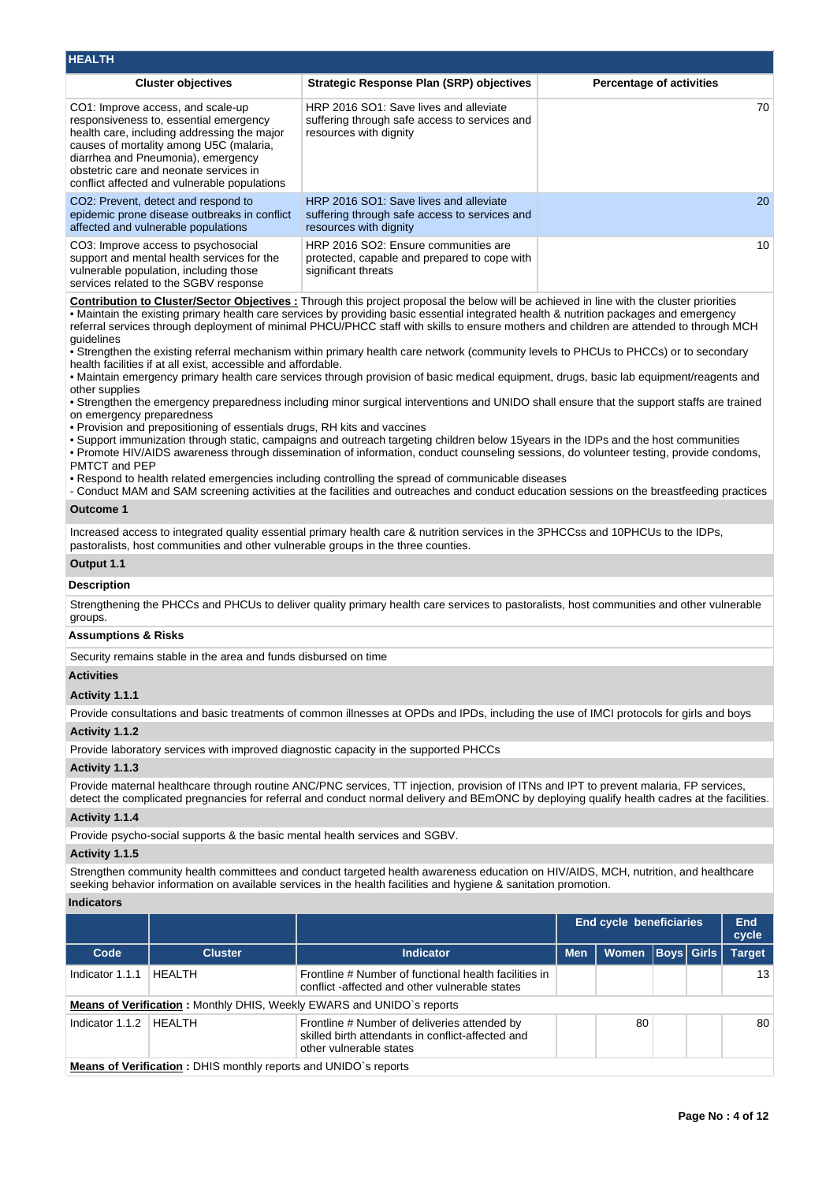## HEALTH

| Cluster objectives | Strategic Response Plan (SRP) objectives | Percentage of activities |
|---|---|---|
| CO1: Improve access, and scale-up responsiveness to, essential emergency health care, including addressing the major causes of mortality among U5C (malaria, diarrhea and Pneumonia), emergency obstetric care and neonate services in conflict affected and vulnerable populations | HRP 2016 SO1: Save lives and alleviate suffering through safe access to services and resources with dignity | 70 |
| CO2: Prevent, detect and respond to epidemic prone disease outbreaks in conflict affected and vulnerable populations | HRP 2016 SO1: Save lives and alleviate suffering through safe access to services and resources with dignity | 20 |
| CO3: Improve access to psychosocial support and mental health services for the vulnerable population, including those services related to the SGBV response | HRP 2016 SO2: Ensure communities are protected, capable and prepared to cope with significant threats | 10 |

**Contribution to Cluster/Sector Objectives :** Through this project proposal the below will be achieved in line with the cluster priorities
• Maintain the existing primary health care services by providing basic essential integrated health & nutrition packages and emergency referral services through deployment of minimal PHCU/PHCC staff with skills to ensure mothers and children are attended to through MCH guidelines
• Strengthen the existing referral mechanism within primary health care network (community levels to PHCUs to PHCCs) or to secondary health facilities if at all exist, accessible and affordable.
• Maintain emergency primary health care services through provision of basic medical equipment, drugs, basic lab equipment/reagents and other supplies
• Strengthen the emergency preparedness including minor surgical interventions and UNIDO shall ensure that the support staffs are trained on emergency preparedness
• Provision and prepositioning of essentials drugs, RH kits and vaccines
• Support immunization through static, campaigns and outreach targeting children below 15years in the IDPs and the host communities
• Promote HIV/AIDS awareness through dissemination of information, conduct counseling sessions, do volunteer testing, provide condoms, PMTCT and PEP
• Respond to health related emergencies including controlling the spread of communicable diseases
- Conduct MAM and SAM screening activities at the facilities and outreaches and conduct education sessions on the breastfeeding practices

### Outcome 1

Increased access to integrated quality essential primary health care & nutrition services in the 3PHCCss and 10PHCUs to the IDPs, pastoralists, host communities and other vulnerable groups in the three counties.

### Output 1.1

**Description**

Strengthening the PHCCs and PHCUs to deliver quality primary health care services to pastoralists, host communities and other vulnerable groups.

**Assumptions & Risks**

Security remains stable in the area and funds disbursed on time

**Activities**

**Activity 1.1.1**

Provide consultations and basic treatments of common illnesses at OPDs and IPDs, including the use of IMCI protocols for girls and boys

**Activity 1.1.2**

Provide laboratory services with improved diagnostic capacity in the supported PHCCs

**Activity 1.1.3**

Provide maternal healthcare through routine ANC/PNC services, TT injection, provision of ITNs and IPT to prevent malaria, FP services, detect the complicated pregnancies for referral and conduct normal delivery and BEmONC by deploying qualify health cadres at the facilities.

**Activity 1.1.4**

Provide psycho-social supports & the basic mental health services and SGBV.

**Activity 1.1.5**

Strengthen community health committees and conduct targeted health awareness education on HIV/AIDS, MCH, nutrition, and healthcare seeking behavior information on available services in the health facilities and hygiene & sanitation promotion.

**Indicators**

| | | | End cycle beneficiaries | | | | End cycle |
|---|---|---|---|---|---|---|---|
| Code | Cluster | Indicator | Men | Women | Boys | Girls | Target |
| Indicator 1.1.1 | HEALTH | Frontline # Number of functional health facilities in conflict -affected and other vulnerable states | | | | | 13 |
| **Means of Verification :** Monthly DHIS, Weekly EWARS and UNIDO`s reports | | | | | | | |
| Indicator 1.1.2 | HEALTH | Frontline # Number of deliveries attended by skilled birth attendants in conflict-affected and other vulnerable states | | 80 | | | 80 |
| **Means of Verification :** DHIS monthly reports and UNIDO`s reports | | | | | | | |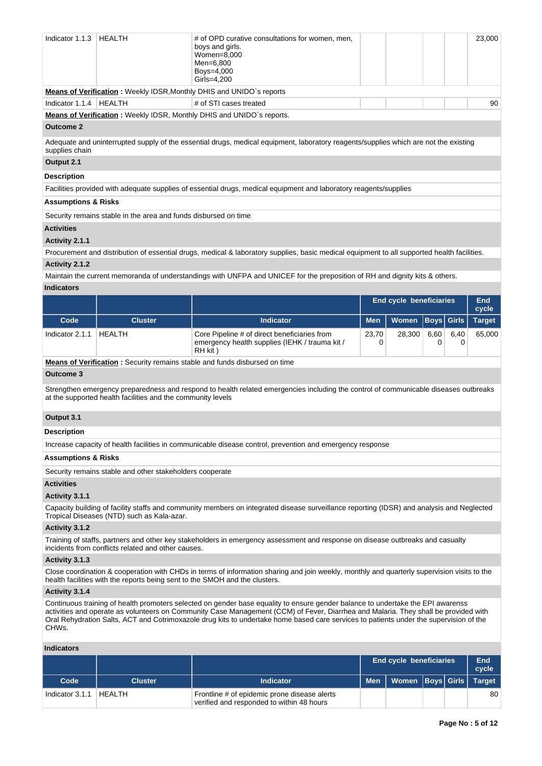| Indicator 1.1.3 | HEALTH | # of OPD curative consultations for women, men, boys and girls.<br>Women=8,000<br>Men=6,800<br>Boys=4,000<br>Girls=4,200 | | | | | 23,000 |
|---|---|---|---|---|---|---|---|

**Means of Verification :** Weekly IDSR,Monthly DHIS and UNIDO`s reports

| Indicator 1.1.4 | HEALTH | # of STI cases treated | | | | | 90 |
|---|---|---|---|---|---|---|---|

**Means of Verification :** Weekly IDSR, Monthly DHIS and UNIDO`s reports.

**Outcome 2**

Adequate and uninterrupted supply of the essential drugs, medical equipment, laboratory reagents/supplies which are not the existing supplies chain

**Output 2.1**

**Description**

Facilities provided with adequate supplies of essential drugs, medical equipment and laboratory reagents/supplies

**Assumptions & Risks**

Security remains stable in the area and funds disbursed on time

**Activities**

**Activity 2.1.1**

Procurement and distribution of essential drugs, medical & laboratory supplies, basic medical equipment to all supported health facilities.

**Activity 2.1.2**

Maintain the current memoranda of understandings with UNFPA and UNICEF for the preposition of RH and dignity kits & others.

**Indicators**

| | | | End cycle beneficiaries | | | | End cycle |
|---|---|---|---|---|---|---|---|
| **Code** | **Cluster** | **Indicator** | **Men** | **Women** | **Boys** | **Girls** | **Target** |
| Indicator 2.1.1 | HEALTH | Core Pipeline # of direct beneficiaries from emergency health supplies (IEHK / trauma kit / RH kit ) | 23,700 | 28,300 | 6,600 | 6,400 | 65,000 |

**Means of Verification :** Security remains stable and funds disbursed on time

**Outcome 3**

Strengthen emergency preparedness and respond to health related emergencies including the control of communicable diseases outbreaks at the supported health facilities and the community levels

**Output 3.1**

**Description**

Increase capacity of health facilities in communicable disease control, prevention and emergency response

**Assumptions & Risks**

Security remains stable and other stakeholders cooperate

**Activities**

**Activity 3.1.1**

Capacity building of facility staffs and community members on integrated disease surveillance reporting (IDSR) and analysis and Neglected Tropical Diseases (NTD) such as Kala-azar.

**Activity 3.1.2**

Training of staffs, partners and other key stakeholders in emergency assessment and response on disease outbreaks and casualty incidents from conflicts related and other causes.

**Activity 3.1.3**

Close coordination & cooperation with CHDs in terms of information sharing and join weekly, monthly and quarterly supervision visits to the health facilities with the reports being sent to the SMOH and the clusters.

**Activity 3.1.4**

Continuous training of health promoters selected on gender base equality to ensure gender balance to undertake the EPI awarenss activities and operate as volunteeers on Community Case Management (CCM) of Fever, Diarrhea and Malaria. They shall be provided with Oral Rehydration Salts, ACT and Cotrimoxazole drug kits to undertake home based care services to patients under the supervision of the CHWs.

**Indicators**

| | | | End cycle beneficiaries | | | | End cycle |
|---|---|---|---|---|---|---|---|
| **Code** | **Cluster** | **Indicator** | **Men** | **Women** | **Boys** | **Girls** | **Target** |
| Indicator 3.1.1 | HEALTH | Frontline # of epidemic prone disease alerts verified and responded to within 48 hours | | | | | 80 |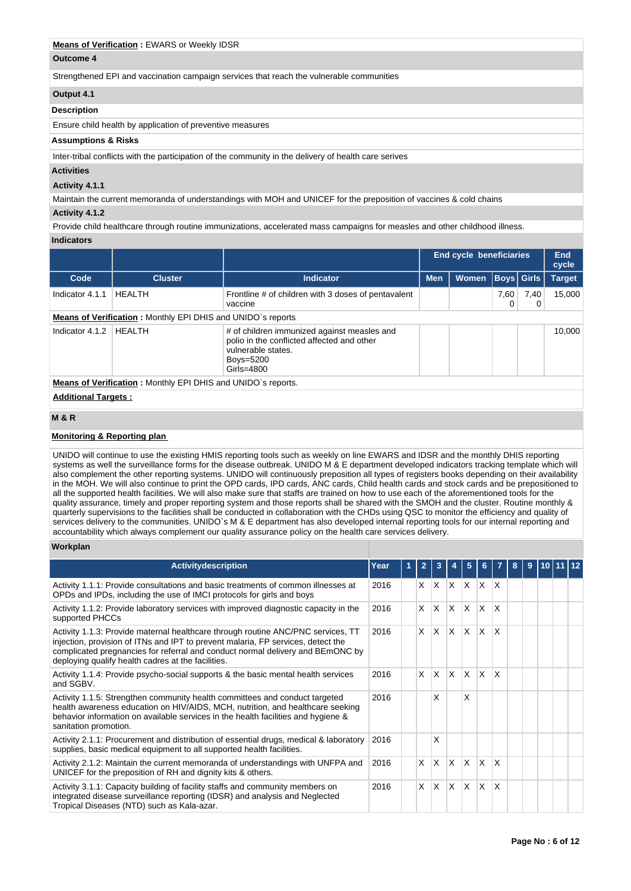**Means of Verification :** EWARS or Weekly IDSR

### Outcome 4

Strengthened EPI and vaccination campaign services that reach the vulnerable communities

### Output 4.1

**Description**

Ensure child health by application of preventive measures

**Assumptions & Risks**

Inter-tribal conflicts with the participation of the community in the delivery of health care serives

**Activities**

**Activity 4.1.1**

Maintain the current memoranda of understandings with MOH and UNICEF for the preposition of vaccines & cold chains

**Activity 4.1.2**

Provide child healthcare through routine immunizations, accelerated mass campaigns for measles and other childhood illness.

**Indicators**

| | | | End cycle beneficiaries | | | | End cycle |
|---|---|---|---|---|---|---|---|
| Code | Cluster | Indicator | Men | Women | Boys | Girls | Target |
| Indicator 4.1.1 | HEALTH | Frontline # of children with 3 doses of pentavalent vaccine | | | 7,600 | 7,400 | 15,000 |
| **Means of Verification :** Monthly EPI DHIS and UNIDO`s reports | | | | | | | |
| Indicator 4.1.2 | HEALTH | # of children immunized against measles and polio in the conflicted affected and other vulnerable states. Boys=5200 Girls=4800 | | | | | 10,000 |
| **Means of Verification :** Monthly EPI DHIS and UNIDO`s reports. | | | | | | | |

**Additional Targets :**

## M & R

**Monitoring & Reporting plan**

UNIDO will continue to use the existing HMIS reporting tools such as weekly on line EWARS and IDSR and the monthly DHIS reporting systems as well the surveillance forms for the disease outbreak. UNIDO M & E department developed indicators tracking template which will also complement the other reporting systems. UNIDO will continuously preposition all types of registers books depending on their availability in the MOH. We will also continue to print the OPD cards, IPD cards, ANC cards, Child health cards and stock cards and be prepositioned to all the supported health facilities. We will also make sure that staffs are trained on how to use each of the aforementioned tools for the quality assurance, timely and proper reporting system and those reports shall be shared with the SMOH and the cluster. Routine monthly & quarterly supervisions to the facilities shall be conducted in collaboration with the CHDs using QSC to monitor the efficiency and quality of services delivery to the communities. UNIDO`s M & E department has also developed internal reporting tools for our internal reporting and accountability which always complement our quality assurance policy on the health care services delivery.

**Workplan**

| Activitydescription | Year | 1 | 2 | 3 | 4 | 5 | 6 | 7 | 8 | 9 | 10 | 11 | 12 |
|---|---|---|---|---|---|---|---|---|---|---|---|---|---|
| Activity 1.1.1: Provide consultations and basic treatments of common illnesses at OPDs and IPDs, including the use of IMCI protocols for girls and boys | 2016 | | X | X | X | X | X | X | | | | | |
| Activity 1.1.2: Provide laboratory services with improved diagnostic capacity in the supported PHCCs | 2016 | | X | X | X | X | X | X | | | | | |
| Activity 1.1.3: Provide maternal healthcare through routine ANC/PNC services, TT injection, provision of ITNs and IPT to prevent malaria, FP services, detect the complicated pregnancies for referral and conduct normal delivery and BEmONC by deploying qualify health cadres at the facilities. | 2016 | | X | X | X | X | X | X | | | | | |
| Activity 1.1.4: Provide psycho-social supports & the basic mental health services and SGBV. | 2016 | | X | X | X | X | X | X | | | | | |
| Activity 1.1.5: Strengthen community health committees and conduct targeted health awareness education on HIV/AIDS, MCH, nutrition, and healthcare seeking behavior information on available services in the health facilities and hygiene & sanitation promotion. | 2016 | | | X | | X | | | | | | | |
| Activity 2.1.1: Procurement and distribution of essential drugs, medical & laboratory supplies, basic medical equipment to all supported health facilities. | 2016 | | | X | | | | | | | | | |
| Activity 2.1.2: Maintain the current memoranda of understandings with UNFPA and UNICEF for the preposition of RH and dignity kits & others. | 2016 | | X | X | X | X | X | X | | | | | |
| Activity 3.1.1: Capacity building of facility staffs and community members on integrated disease surveillance reporting (IDSR) and analysis and Neglected Tropical Diseases (NTD) such as Kala-azar. | 2016 | | X | X | X | X | X | X | | | | | |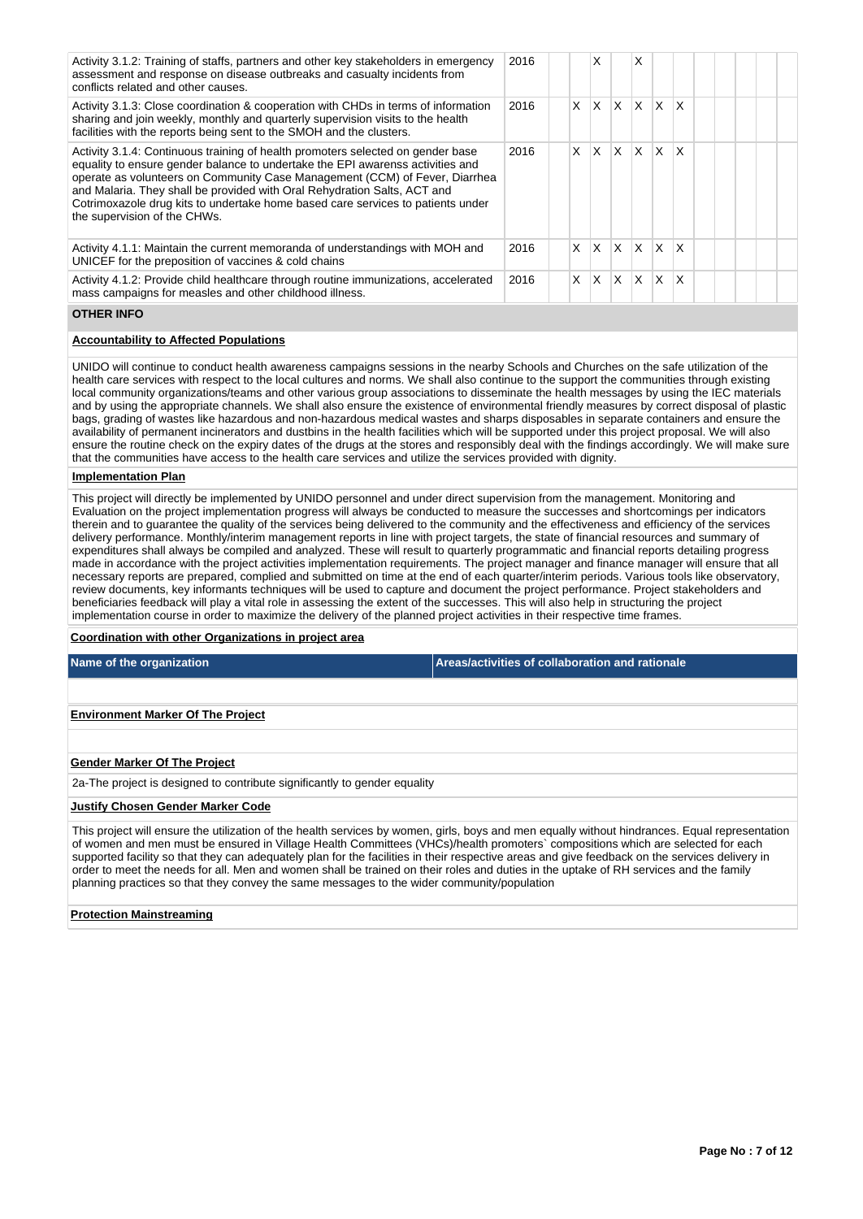| Activity | Year | 1 | 2 | 3 | 4 | 5 | 6 | 7 | 8 | 9 | 10 | 11 | 12 |
|---|---|---|---|---|---|---|---|---|---|---|---|---|---|
| Activity 3.1.2: Training of staffs, partners and other key stakeholders in emergency assessment and response on disease outbreaks and casualty incidents from conflicts related and other causes. | 2016 | | | X | | X | | | | | | | |
| Activity 3.1.3: Close coordination & cooperation with CHDs in terms of information sharing and join weekly, monthly and quarterly supervision visits to the health facilities with the reports being sent to the SMOH and the clusters. | 2016 | | X | X | X | X | X | X | | | | | |
| Activity 3.1.4: Continuous training of health promoters selected on gender base equality to ensure gender balance to undertake the EPI awarenss activities and operate as volunteers on Community Case Management (CCM) of Fever, Diarrhea and Malaria. They shall be provided with Oral Rehydration Salts, ACT and Cotrimoxazole drug kits to undertake home based care services to patients under the supervision of the CHWs. | 2016 | | X | X | X | X | X | X | | | | | |
| Activity 4.1.1: Maintain the current memoranda of understandings with MOH and UNICEF for the preposition of vaccines & cold chains | 2016 | | X | X | X | X | X | X | | | | | |
| Activity 4.1.2: Provide child healthcare through routine immunizations, accelerated mass campaigns for measles and other childhood illness. | 2016 | | X | X | X | X | X | X | | | | | |

## OTHER INFO

**Accountability to Affected Populations**

UNIDO will continue to conduct health awareness campaigns sessions in the nearby Schools and Churches on the safe utilization of the health care services with respect to the local cultures and norms. We shall also continue to the support the communities through existing local community organizations/teams and other various group associations to disseminate the health messages by using the IEC materials and by using the appropriate channels. We shall also ensure the existence of environmental friendly measures by correct disposal of plastic bags, grading of wastes like hazardous and non-hazardous medical wastes and sharps disposables in separate containers and ensure the availability of permanent incinerators and dustbins in the health facilities which will be supported under this project proposal. We will also ensure the routine check on the expiry dates of the drugs at the stores and responsibly deal with the findings accordingly. We will make sure that the communities have access to the health care services and utilize the services provided with dignity.

**Implementation Plan**

This project will directly be implemented by UNIDO personnel and under direct supervision from the management. Monitoring and Evaluation on the project implementation progress will always be conducted to measure the successes and shortcomings per indicators therein and to guarantee the quality of the services being delivered to the community and the effectiveness and efficiency of the services delivery performance. Monthly/interim management reports in line with project targets, the state of financial resources and summary of expenditures shall always be compiled and analyzed. These will result to quarterly programmatic and financial reports detailing progress made in accordance with the project activities implementation requirements. The project manager and finance manager will ensure that all necessary reports are prepared, complied and submitted on time at the end of each quarter/interim periods. Various tools like observatory, review documents, key informants techniques will be used to capture and document the project performance. Project stakeholders and beneficiaries feedback will play a vital role in assessing the extent of the successes. This will also help in structuring the project implementation course in order to maximize the delivery of the planned project activities in their respective time frames.

**Coordination with other Organizations in project area**

| Name of the organization | Areas/activities of collaboration and rationale |
|---|---|
| | |

**Environment Marker Of The Project**

**Gender Marker Of The Project**

2a-The project is designed to contribute significantly to gender equality

**Justify Chosen Gender Marker Code**

This project will ensure the utilization of the health services by women, girls, boys and men equally without hindrances. Equal representation of women and men must be ensured in Village Health Committees (VHCs)/health promoters` compositions which are selected for each supported facility so that they can adequately plan for the facilities in their respective areas and give feedback on the services delivery in order to meet the needs for all. Men and women shall be trained on their roles and duties in the uptake of RH services and the family planning practices so that they convey the same messages to the wider community/population

**Protection Mainstreaming**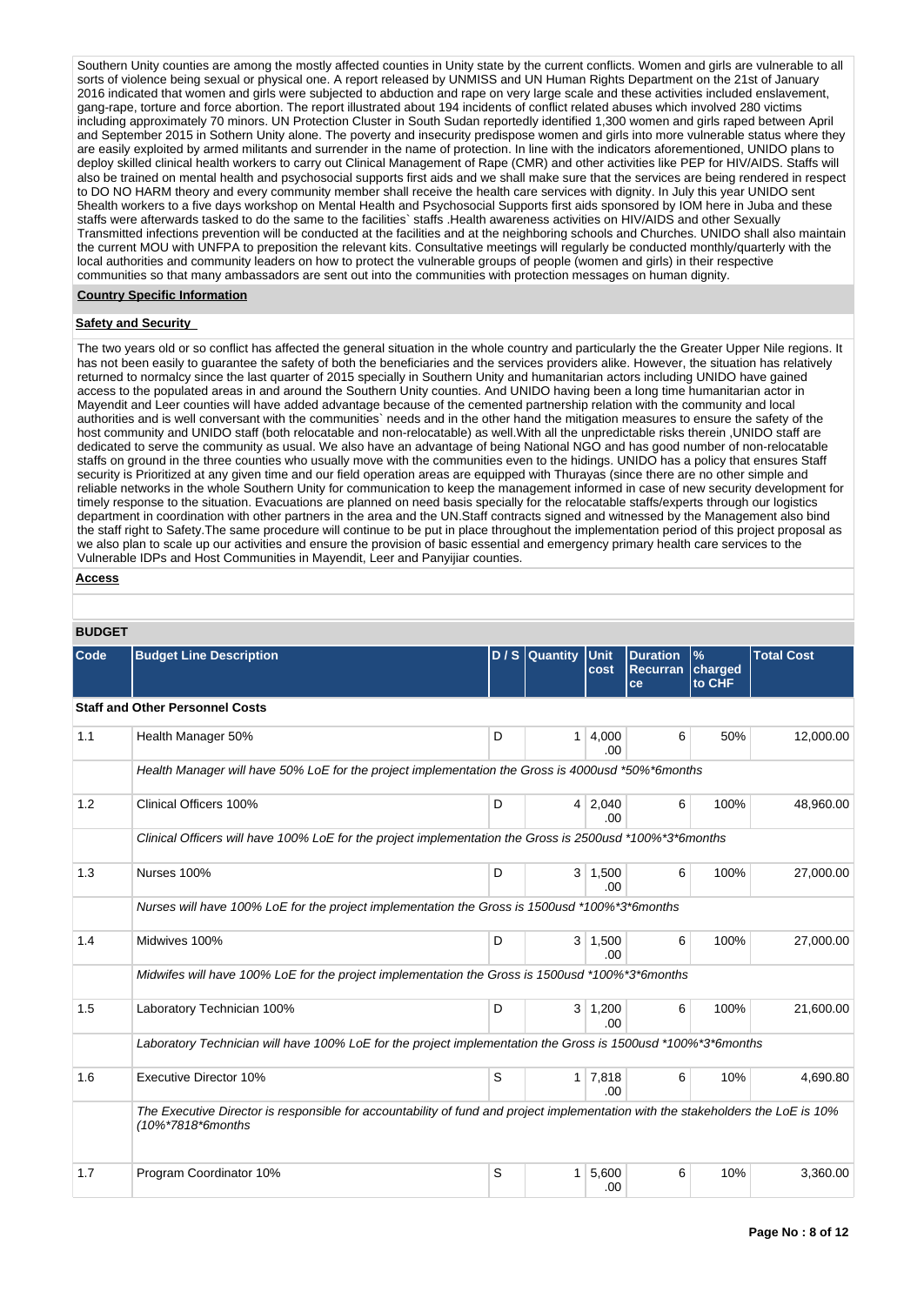Southern Unity counties are among the mostly affected counties in Unity state by the current conflicts. Women and girls are vulnerable to all sorts of violence being sexual or physical one. A report released by UNMISS and UN Human Rights Department on the 21st of January 2016 indicated that women and girls were subjected to abduction and rape on very large scale and these activities included enslavement, gang-rape, torture and force abortion. The report illustrated about 194 incidents of conflict related abuses which involved 280 victims including approximately 70 minors. UN Protection Cluster in South Sudan reportedly identified 1,300 women and girls raped between April and September 2015 in Sothern Unity alone. The poverty and insecurity predispose women and girls into more vulnerable status where they are easily exploited by armed militants and surrender in the name of protection. In line with the indicators aforementioned, UNIDO plans to deploy skilled clinical health workers to carry out Clinical Management of Rape (CMR) and other activities like PEP for HIV/AIDS. Staffs will also be trained on mental health and psychosocial supports first aids and we shall make sure that the services are being rendered in respect to DO NO HARM theory and every community member shall receive the health care services with dignity. In July this year UNIDO sent 5health workers to a five days workshop on Mental Health and Psychosocial Supports first aids sponsored by IOM here in Juba and these staffs were afterwards tasked to do the same to the facilities` staffs .Health awareness activities on HIV/AIDS and other Sexually Transmitted infections prevention will be conducted at the facilities and at the neighboring schools and Churches. UNIDO shall also maintain the current MOU with UNFPA to preposition the relevant kits. Consultative meetings will regularly be conducted monthly/quarterly with the local authorities and community leaders on how to protect the vulnerable groups of people (women and girls) in their respective communities so that many ambassadors are sent out into the communities with protection messages on human dignity.

**Country Specific Information**

**Safety and Security**

The two years old or so conflict has affected the general situation in the whole country and particularly the the Greater Upper Nile regions. It has not been easily to guarantee the safety of both the beneficiaries and the services providers alike. However, the situation has relatively returned to normalcy since the last quarter of 2015 specially in Southern Unity and humanitarian actors including UNIDO have gained access to the populated areas in and around the Southern Unity counties. And UNIDO having been a long time humanitarian actor in Mayendit and Leer counties will have added advantage because of the cemented partnership relation with the community and local authorities and is well conversant with the communities` needs and in the other hand the mitigation measures to ensure the safety of the host community and UNIDO staff (both relocatable and non-relocatable) as well.With all the unpredictable risks therein ,UNIDO staff are dedicated to serve the community as usual. We also have an advantage of being National NGO and has good number of non-relocatable staffs on ground in the three counties who usually move with the communities even to the hidings. UNIDO has a policy that ensures Staff security is Prioritized at any given time and our field operation areas are equipped with Thurayas (since there are no other simple and reliable networks in the whole Southern Unity for communication to keep the management informed in case of new security development for timely response to the situation. Evacuations are planned on need basis specially for the relocatable staffs/experts through our logistics department in coordination with other partners in the area and the UN.Staff contracts signed and witnessed by the Management also bind the staff right to Safety.The same procedure will continue to be put in place throughout the implementation period of this project proposal as we also plan to scale up our activities and ensure the provision of basic essential and emergency primary health care services to the Vulnerable IDPs and Host Communities in Mayendit, Leer and Panyijiar counties.

**Access**

**BUDGET**

| Code | Budget Line Description | D / S | Quantity | Unit cost | Duration Recurrance | % charged to CHF | Total Cost |
|---|---|---|---|---|---|---|---|
| **Staff and Other Personnel Costs** | | | | | | | |
| 1.1 | Health Manager 50% | D | 1 | 4,000.00 | 6 | 50% | 12,000.00 |
| | *Health Manager will have 50% LoE for the project implementation the Gross is 4000usd *50%*6months* | | | | | | |
| 1.2 | Clinical Officers 100% | D | 4 | 2,040.00 | 6 | 100% | 48,960.00 |
| | *Clinical Officers will have 100% LoE for the project implementation the Gross is 2500usd *100%*3*6months* | | | | | | |
| 1.3 | Nurses 100% | D | 3 | 1,500.00 | 6 | 100% | 27,000.00 |
| | *Nurses will have 100% LoE for the project implementation the Gross is 1500usd *100%*3*6months* | | | | | | |
| 1.4 | Midwives 100% | D | 3 | 1,500.00 | 6 | 100% | 27,000.00 |
| | *Midwifes will have 100% LoE for the project implementation the Gross is 1500usd *100%*3*6months* | | | | | | |
| 1.5 | Laboratory Technician 100% | D | 3 | 1,200.00 | 6 | 100% | 21,600.00 |
| | *Laboratory Technician will have 100% LoE for the project implementation the Gross is 1500usd *100%*3*6months* | | | | | | |
| 1.6 | Executive Director 10% | S | 1 | 7,818.00 | 6 | 10% | 4,690.80 |
| | *The Executive Director is responsible for accountability of fund and project implementation with the stakeholders the LoE is 10% (10%*7818*6months* | | | | | | |
| 1.7 | Program Coordinator 10% | S | 1 | 5,600.00 | 6 | 10% | 3,360.00 |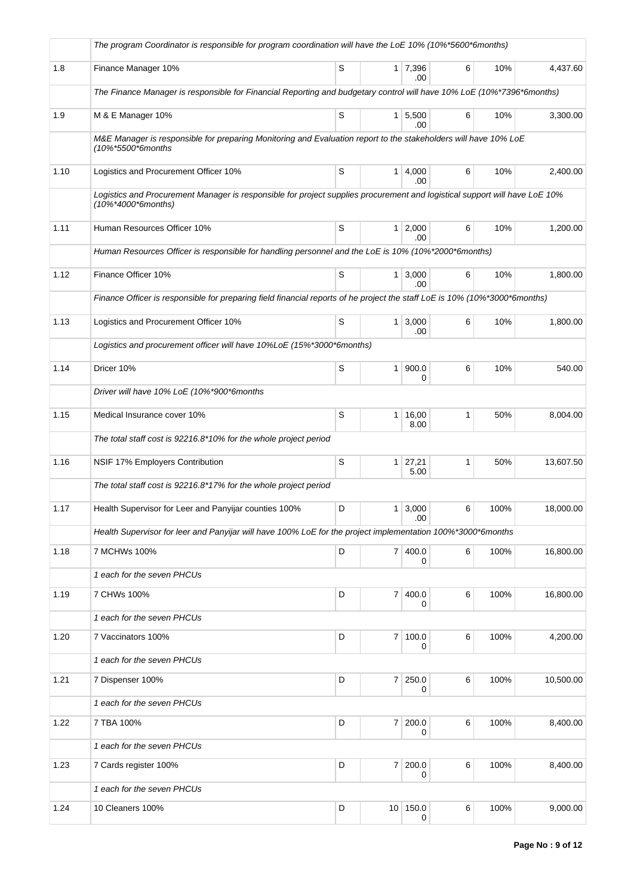| | | | | | | | |
|---|---|---|---|---|---|---|---|
| | The program Coordinator is responsible for program coordination will have the LoE 10% (10%*5600*6months) | | | | | | |
| 1.8 | Finance Manager 10% | S | 1 | 7,396.00 | 6 | 10% | 4,437.60 |
| | The Finance Manager is responsible for Financial Reporting and budgetary control will have 10% LoE (10%*7396*6months) | | | | | | |
| 1.9 | M & E Manager 10% | S | 1 | 5,500.00 | 6 | 10% | 3,300.00 |
| | M&E Manager is responsible for preparing Monitoring and Evaluation report to the stakeholders will have 10% LoE (10%*5500*6months | | | | | | |
| 1.10 | Logistics and Procurement Officer 10% | S | 1 | 4,000.00 | 6 | 10% | 2,400.00 |
| | Logistics and Procurement Manager is responsible for project supplies procurement and logistical support will have LoE 10% (10%*4000*6months) | | | | | | |
| 1.11 | Human Resources Officer 10% | S | 1 | 2,000.00 | 6 | 10% | 1,200.00 |
| | Human Resources Officer is responsible for handling personnel and the LoE is 10% (10%*2000*6months) | | | | | | |
| 1.12 | Finance Officer 10% | S | 1 | 3,000.00 | 6 | 10% | 1,800.00 |
| | Finance Officer is responsible for preparing field financial reports of he project the staff LoE is 10% (10%*3000*6months) | | | | | | |
| 1.13 | Logistics and Procurement Officer 10% | S | 1 | 3,000.00 | 6 | 10% | 1,800.00 |
| | Logistics and procurement officer will have 10%LoE (15%*3000*6months) | | | | | | |
| 1.14 | Dricer 10% | S | 1 | 900.00 | 6 | 10% | 540.00 |
| | Driver will have 10% LoE (10%*900*6months | | | | | | |
| 1.15 | Medical Insurance cover 10% | S | 1 | 16,008.00 | 1 | 50% | 8,004.00 |
| | The total staff cost is 92216.8*10% for the whole project period | | | | | | |
| 1.16 | NSIF 17% Employers Contribution | S | 1 | 27,215.00 | 1 | 50% | 13,607.50 |
| | The total staff cost is 92216.8*17% for the whole project period | | | | | | |
| 1.17 | Health Supervisor for Leer and Panyijar counties 100% | D | 1 | 3,000.00 | 6 | 100% | 18,000.00 |
| | Health Supervisor for leer and Panyijar will have 100% LoE for the project implementation 100%*3000*6months | | | | | | |
| 1.18 | 7 MCHWs 100% | D | 7 | 400.00 | 6 | 100% | 16,800.00 |
| | 1 each for the seven PHCUs | | | | | | |
| 1.19 | 7 CHWs 100% | D | 7 | 400.00 | 6 | 100% | 16,800.00 |
| | 1 each for the seven PHCUs | | | | | | |
| 1.20 | 7 Vaccinators 100% | D | 7 | 100.00 | 6 | 100% | 4,200.00 |
| | 1 each for the seven PHCUs | | | | | | |
| 1.21 | 7 Dispenser 100% | D | 7 | 250.00 | 6 | 100% | 10,500.00 |
| | 1 each for the seven PHCUs | | | | | | |
| 1.22 | 7 TBA 100% | D | 7 | 200.00 | 6 | 100% | 8,400.00 |
| | 1 each for the seven PHCUs | | | | | | |
| 1.23 | 7 Cards register 100% | D | 7 | 200.00 | 6 | 100% | 8,400.00 |
| | 1 each for the seven PHCUs | | | | | | |
| 1.24 | 10 Cleaners 100% | D | 10 | 150.00 | 6 | 100% | 9,000.00 |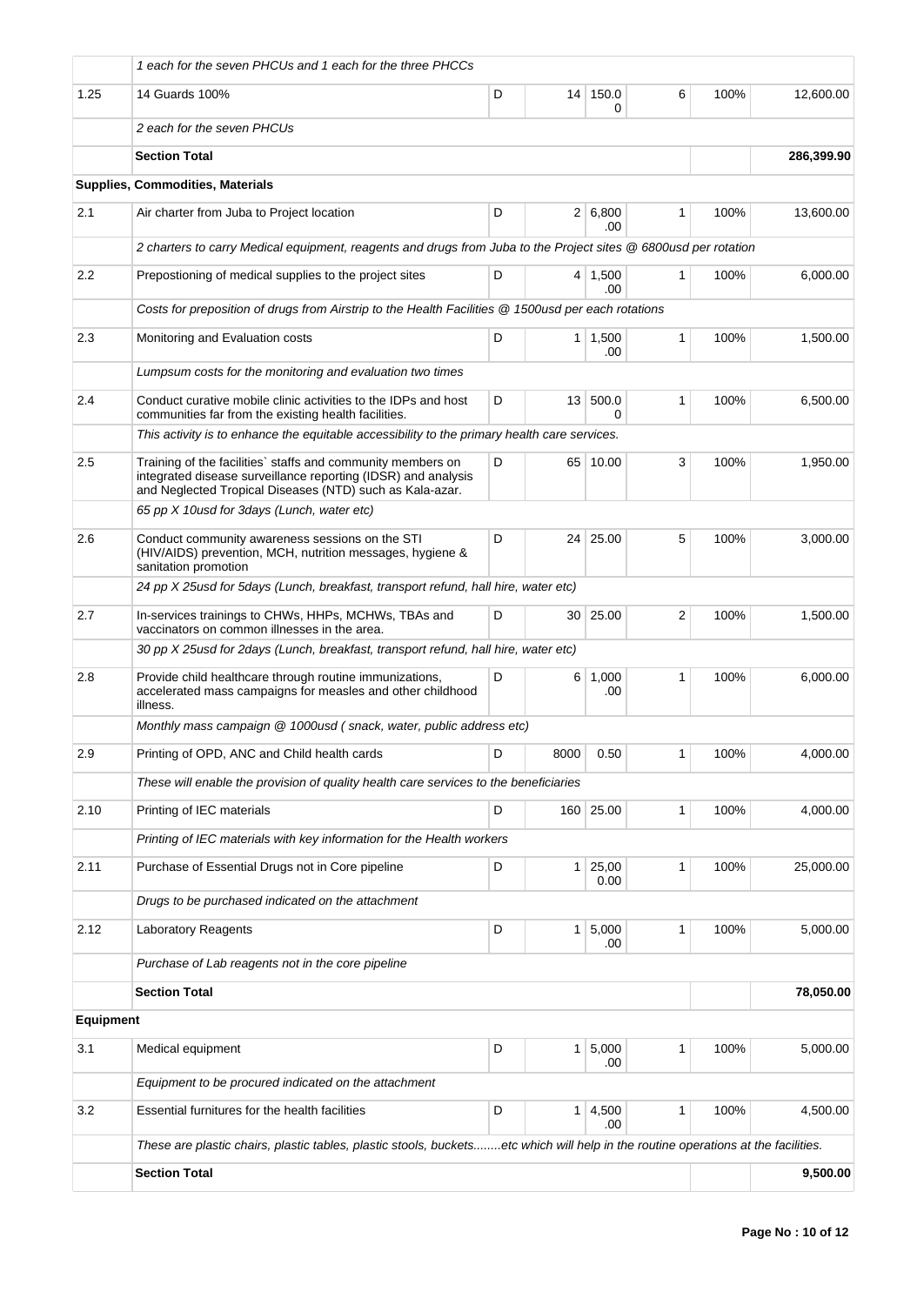| | | | | | | | |
|---|---|---|---|---|---|---|---|
| | *1 each for the seven PHCUs and 1 each for the three PHCCs* | | | | | | |
| 1.25 | 14 Guards 100% | D | 14 | 150.00 | 6 | 100% | 12,600.00 |
| | *2 each for the seven PHCUs* | | | | | | |
| | **Section Total** | | | | | | **286,399.90** |
| **Supplies, Commodities, Materials** | | | | | | | |
| 2.1 | Air charter from Juba to Project location | D | 2 | 6,800.00 | 1 | 100% | 13,600.00 |
| | *2 charters to carry Medical equipment, reagents and drugs from Juba to the Project sites @ 6800usd per rotation* | | | | | | |
| 2.2 | Prepostioning of medical supplies to the project sites | D | 4 | 1,500.00 | 1 | 100% | 6,000.00 |
| | *Costs for preposition of drugs from Airstrip to the Health Facilities @ 1500usd per each rotations* | | | | | | |
| 2.3 | Monitoring and Evaluation costs | D | 1 | 1,500.00 | 1 | 100% | 1,500.00 |
| | *Lumpsum costs for the monitoring and evaluation two times* | | | | | | |
| 2.4 | Conduct curative mobile clinic activities to the IDPs and host communities far from the existing health facilities. | D | 13 | 500.00 | 1 | 100% | 6,500.00 |
| | *This activity is to enhance the equitable accessibility to the primary health care services.* | | | | | | |
| 2.5 | Training of the facilities` staffs and community members on integrated disease surveillance reporting (IDSR) and analysis and Neglected Tropical Diseases (NTD) such as Kala-azar. | D | 65 | 10.00 | 3 | 100% | 1,950.00 |
| | *65 pp X 10usd for 3days (Lunch, water etc)* | | | | | | |
| 2.6 | Conduct community awareness sessions on the STI (HIV/AIDS) prevention, MCH, nutrition messages, hygiene & sanitation promotion | D | 24 | 25.00 | 5 | 100% | 3,000.00 |
| | *24 pp X 25usd for 5days (Lunch, breakfast, transport refund, hall hire, water etc)* | | | | | | |
| 2.7 | In-services trainings to CHWs, HHPs, MCHWs, TBAs and vaccinators on common illnesses in the area. | D | 30 | 25.00 | 2 | 100% | 1,500.00 |
| | *30 pp X 25usd for 2days (Lunch, breakfast, transport refund, hall hire, water etc)* | | | | | | |
| 2.8 | Provide child healthcare through routine immunizations, accelerated mass campaigns for measles and other childhood illness. | D | 6 | 1,000.00 | 1 | 100% | 6,000.00 |
| | *Monthly mass campaign @ 1000usd ( snack, water, public address etc)* | | | | | | |
| 2.9 | Printing of OPD, ANC and Child health cards | D | 8000 | 0.50 | 1 | 100% | 4,000.00 |
| | *These will enable the provision of quality health care services to the beneficiaries* | | | | | | |
| 2.10 | Printing of IEC materials | D | 160 | 25.00 | 1 | 100% | 4,000.00 |
| | *Printing of IEC materials with key information for the Health workers* | | | | | | |
| 2.11 | Purchase of Essential Drugs not in Core pipeline | D | 1 | 25,000.00 | 1 | 100% | 25,000.00 |
| | *Drugs to be purchased indicated on the attachment* | | | | | | |
| 2.12 | Laboratory Reagents | D | 1 | 5,000.00 | 1 | 100% | 5,000.00 |
| | *Purchase of Lab reagents not in the core pipeline* | | | | | | |
| | **Section Total** | | | | | | **78,050.00** |
| **Equipment** | | | | | | | |
| 3.1 | Medical equipment | D | 1 | 5,000.00 | 1 | 100% | 5,000.00 |
| | *Equipment to be procured indicated on the attachment* | | | | | | |
| 3.2 | Essential furnitures for the health facilities | D | 1 | 4,500.00 | 1 | 100% | 4,500.00 |
| | *These are plastic chairs, plastic tables, plastic stools, buckets........etc which will help in the routine operations at the facilities.* | | | | | | |
| | **Section Total** | | | | | | **9,500.00** |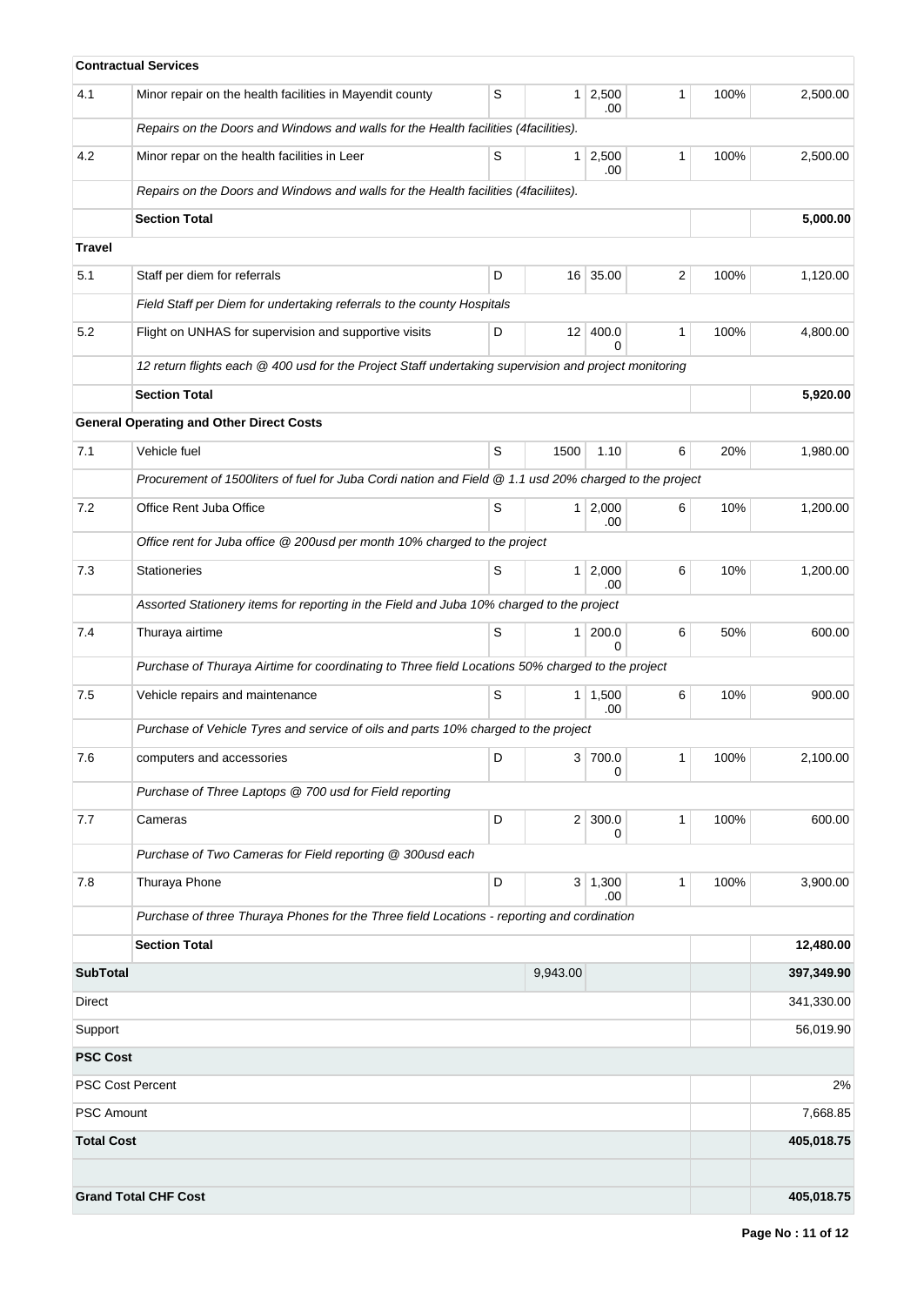| | | | | | | | |
|---|---|---|---|---|---|---|---|
| **Contractual Services** | | | | | | | |
| 4.1 | Minor repair on the health facilities in Mayendit county | S | 1 | 2,500.00 | 1 | 100% | 2,500.00 |
| | *Repairs on the Doors and Windows and walls for the Health facilities (4facilities).* | | | | | | |
| 4.2 | Minor repar on the health facilities in Leer | S | 1 | 2,500.00 | 1 | 100% | 2,500.00 |
| | *Repairs on the Doors and Windows and walls for the Health facilities (4faciliites).* | | | | | | |
| | **Section Total** | | | | | | **5,000.00** |
| **Travel** | | | | | | | |
| 5.1 | Staff per diem for referrals | D | 16 | 35.00 | 2 | 100% | 1,120.00 |
| | *Field Staff per Diem for undertaking referrals to the county Hospitals* | | | | | | |
| 5.2 | Flight on UNHAS for supervision and supportive visits | D | 12 | 400.00 | 1 | 100% | 4,800.00 |
| | *12 return flights each @ 400 usd for the Project Staff undertaking supervision and project monitoring* | | | | | | |
| | **Section Total** | | | | | | **5,920.00** |
| **General Operating and Other Direct Costs** | | | | | | | |
| 7.1 | Vehicle fuel | S | 1500 | 1.10 | 6 | 20% | 1,980.00 |
| | *Procurement of 1500liters of fuel for Juba Cordi nation and Field @ 1.1 usd 20% charged to the project* | | | | | | |
| 7.2 | Office Rent Juba Office | S | 1 | 2,000.00 | 6 | 10% | 1,200.00 |
| | *Office rent for Juba office @ 200usd per month 10% charged to the project* | | | | | | |
| 7.3 | Stationeries | S | 1 | 2,000.00 | 6 | 10% | 1,200.00 |
| | *Assorted Stationery items for reporting in the Field and Juba 10% charged to the project* | | | | | | |
| 7.4 | Thuraya airtime | S | 1 | 200.00 | 6 | 50% | 600.00 |
| | *Purchase of Thuraya Airtime for coordinating to Three field Locations 50% charged to the project* | | | | | | |
| 7.5 | Vehicle repairs and maintenance | S | 1 | 1,500.00 | 6 | 10% | 900.00 |
| | *Purchase of Vehicle Tyres and service of oils and parts 10% charged to the project* | | | | | | |
| 7.6 | computers and accessories | D | 3 | 700.00 | 1 | 100% | 2,100.00 |
| | *Purchase of Three Laptops @ 700 usd for Field reporting* | | | | | | |
| 7.7 | Cameras | D | 2 | 300.00 | 1 | 100% | 600.00 |
| | *Purchase of Two Cameras for Field reporting @ 300usd each* | | | | | | |
| 7.8 | Thuraya Phone | D | 3 | 1,300.00 | 1 | 100% | 3,900.00 |
| | *Purchase of three Thuraya Phones for the Three field Locations - reporting and cordination* | | | | | | |
| | **Section Total** | | | | | | **12,480.00** |
| **SubTotal** | | | 9,943.00 | | | | **397,349.90** |
| Direct | | | | | | | 341,330.00 |
| Support | | | | | | | 56,019.90 |
| **PSC Cost** | | | | | | | |
| PSC Cost Percent | | | | | | | 2% |
| PSC Amount | | | | | | | 7,668.85 |
| **Total Cost** | | | | | | | **405,018.75** |
| | | | | | | | |
| **Grand Total CHF Cost** | | | | | | | **405,018.75** |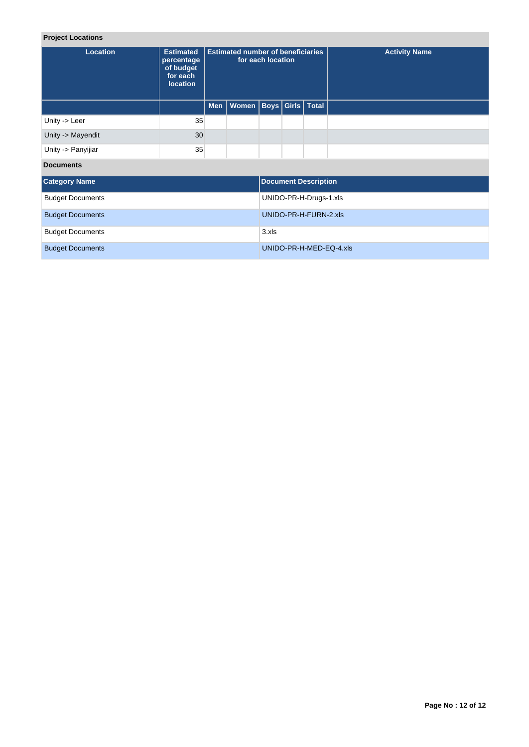**Project Locations**

| Location | Estimated percentage of budget for each location | Estimated number of beneficiaries for each location | | | | | Activity Name |
|---|---|---|---|---|---|---|---|
| | | Men | Women | Boys | Girls | Total | |
| Unity -> Leer | 35 | | | | | | |
| Unity -> Mayendit | 30 | | | | | | |
| Unity -> Panyijiar | 35 | | | | | | |

**Documents**

| Category Name | Document Description |
|---|---|
| Budget Documents | UNIDO-PR-H-Drugs-1.xls |
| Budget Documents | UNIDO-PR-H-FURN-2.xls |
| Budget Documents | 3.xls |
| Budget Documents | UNIDO-PR-H-MED-EQ-4.xls |